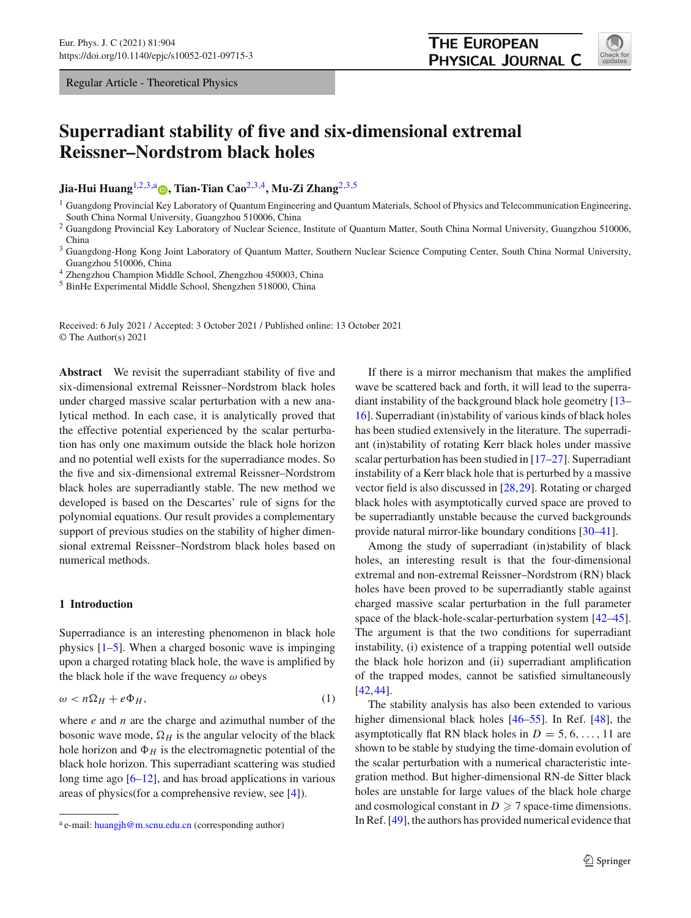Regular Article - Theoretical Physics

# Superradiant stability of five and six-dimensional extremal Reissner–Nordstrom black holes

**Jia-Hui Huang**[1,2,3,a], **Tian-Tian Cao**[2,3,4], **Mu-Zi Zhang**[2,3,5]

[1] Guangdong Provincial Key Laboratory of Quantum Engineering and Quantum Materials, School of Physics and Telecommunication Engineering, South China Normal University, Guangzhou 510006, China

[2] Guangdong Provincial Key Laboratory of Nuclear Science, Institute of Quantum Matter, South China Normal University, Guangzhou 510006, China

[3] Guangdong-Hong Kong Joint Laboratory of Quantum Matter, Southern Nuclear Science Computing Center, South China Normal University, Guangzhou 510006, China

[4] Zhengzhou Champion Middle School, Zhengzhou 450003, China

[5] BinHe Experimental Middle School, Shengzhen 518000, China

Received: 6 July 2021 / Accepted: 3 October 2021 / Published online: 13 October 2021
© The Author(s) 2021

**Abstract** We revisit the superradiant stability of five and six-dimensional extremal Reissner–Nordstrom black holes under charged massive scalar perturbation with a new analytical method. In each case, it is analytically proved that the effective potential experienced by the scalar perturbation has only one maximum outside the black hole horizon and no potential well exists for the superradiance modes. So the five and six-dimensional extremal Reissner–Nordstrom black holes are superradiantly stable. The new method we developed is based on the Descartes' rule of signs for the polynomial equations. Our result provides a complementary support of previous studies on the stability of higher dimensional extremal Reissner–Nordstrom black holes based on numerical methods.

## 1 Introduction

Superradiance is an interesting phenomenon in black hole physics [1–5]. When a charged bosonic wave is impinging upon a charged rotating black hole, the wave is amplified by the black hole if the wave frequency $\omega$ obeys

$$\omega < n\Omega_H + e\Phi_H, \tag{1}$$

where $e$ and $n$ are the charge and azimuthal number of the bosonic wave mode, $\Omega_H$ is the angular velocity of the black hole horizon and $\Phi_H$ is the electromagnetic potential of the black hole horizon. This superradiant scattering was studied long time ago [6–12], and has broad applications in various areas of physics(for a comprehensive review, see [4]).

If there is a mirror mechanism that makes the amplified wave be scattered back and forth, it will lead to the superradiant instability of the background black hole geometry [13–16]. Superradiant (in)stability of various kinds of black holes has been studied extensively in the literature. The superradiant (in)stability of rotating Kerr black holes under massive scalar perturbation has been studied in [17–27]. Superradiant instability of a Kerr black hole that is perturbed by a massive vector field is also discussed in [28,29]. Rotating or charged black holes with asymptotically curved space are proved to be superradiantly unstable because the curved backgrounds provide natural mirror-like boundary conditions [30–41].

Among the study of superradiant (in)stability of black holes, an interesting result is that the four-dimensional extremal and non-extremal Reissner–Nordstrom (RN) black holes have been proved to be superradiantly stable against charged massive scalar perturbation in the full parameter space of the black-hole-scalar-perturbation system [42–45]. The argument is that the two conditions for superradiant instability, (i) existence of a trapping potential well outside the black hole horizon and (ii) superradiant amplification of the trapped modes, cannot be satisfied simultaneously [42,44].

The stability analysis has also been extended to various higher dimensional black holes [46–55]. In Ref. [48], the asymptotically flat RN black holes in $D = 5, 6, \ldots, 11$ are shown to be stable by studying the time-domain evolution of the scalar perturbation with a numerical characteristic integration method. But higher-dimensional RN-de Sitter black holes are unstable for large values of the black hole charge and cosmological constant in $D \geqslant 7$ space-time dimensions. In Ref. [49], the authors has provided numerical evidence that

[a] e-mail: huangjh@m.scnu.edu.cn (corresponding author)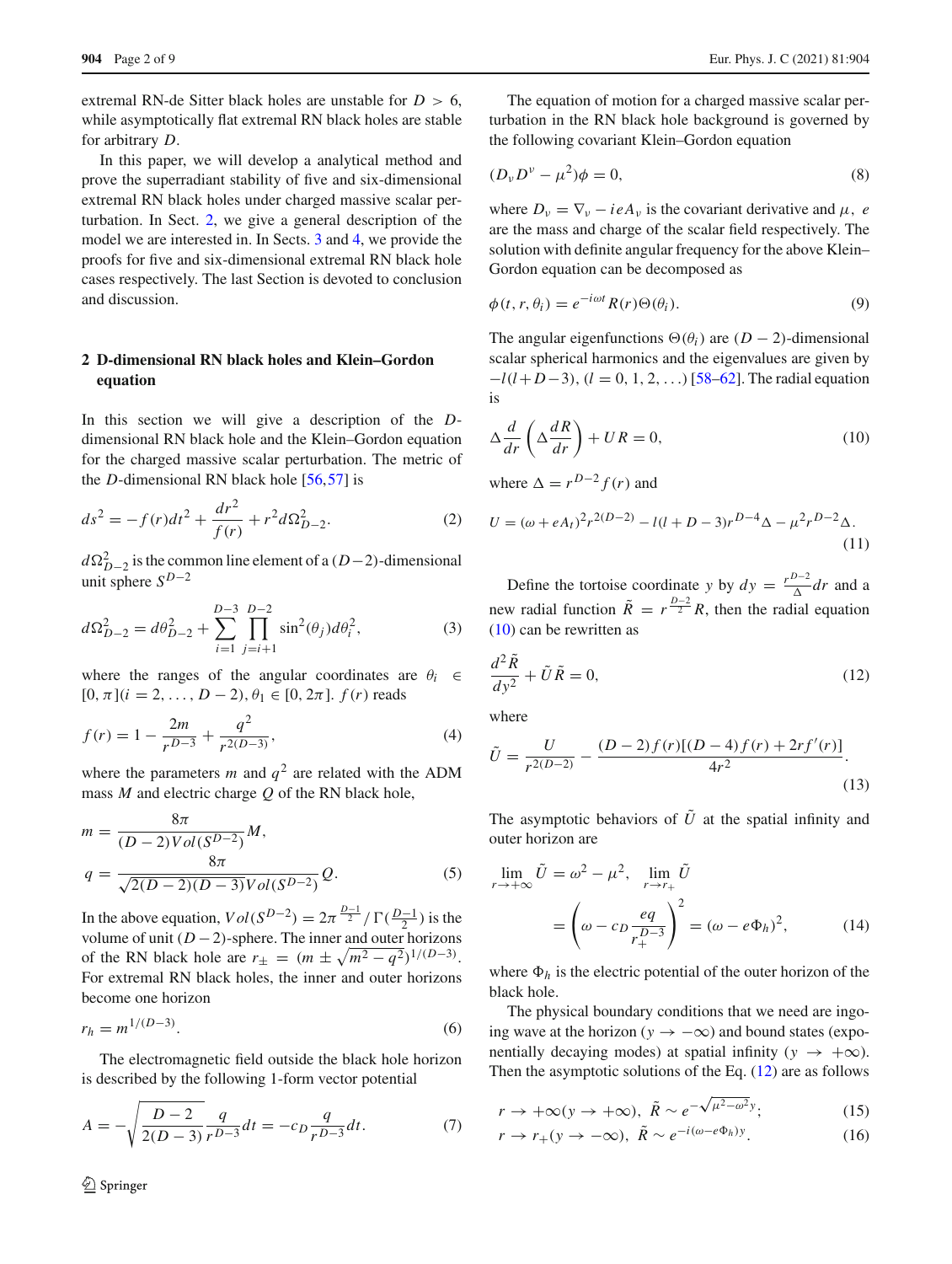extremal RN-de Sitter black holes are unstable for $D > 6$, while asymptotically flat extremal RN black holes are stable for arbitrary $D$.

In this paper, we will develop a analytical method and prove the superradiant stability of five and six-dimensional extremal RN black holes under charged massive scalar perturbation. In Sect. 2, we give a general description of the model we are interested in. In Sects. 3 and 4, we provide the proofs for five and six-dimensional extremal RN black hole cases respectively. The last Section is devoted to conclusion and discussion.

## 2 D-dimensional RN black holes and Klein–Gordon equation

In this section we will give a description of the $D$-dimensional RN black hole and the Klein–Gordon equation for the charged massive scalar perturbation. The metric of the $D$-dimensional RN black hole [56,57] is

$$ds^2 = -f(r)dt^2 + \frac{dr^2}{f(r)} + r^2 d\Omega_{D-2}^2. \tag{2}$$

$d\Omega_{D-2}^2$ is the common line element of a $(D-2)$-dimensional unit sphere $S^{D-2}$

$$d\Omega_{D-2}^2 = d\theta_{D-2}^2 + \sum_{i=1}^{D-3} \prod_{j=i+1}^{D-2} \sin^2(\theta_j) d\theta_i^2, \tag{3}$$

where the ranges of the angular coordinates are $\theta_i \in [0, \pi] (i = 2, \ldots, D-2)$, $\theta_1 \in [0, 2\pi]$. $f(r)$ reads

$$f(r) = 1 - \frac{2m}{r^{D-3}} + \frac{q^2}{r^{2(D-3)}}, \tag{4}$$

where the parameters $m$ and $q^2$ are related with the ADM mass $M$ and electric charge $Q$ of the RN black hole,

$$m = \frac{8\pi}{(D-2)Vol(S^{D-2})} M,$$
$$q = \frac{8\pi}{\sqrt{2(D-2)(D-3)} Vol(S^{D-2})} Q. \tag{5}$$

In the above equation, $Vol(S^{D-2}) = 2\pi^{\frac{D-1}{2}} / \Gamma(\frac{D-1}{2})$ is the volume of unit $(D-2)$-sphere. The inner and outer horizons of the RN black hole are $r_\pm = (m \pm \sqrt{m^2 - q^2})^{1/(D-3)}$. For extremal RN black holes, the inner and outer horizons become one horizon

$$r_h = m^{1/(D-3)}. \tag{6}$$

The electromagnetic field outside the black hole horizon is described by the following 1-form vector potential

$$A = -\sqrt{\frac{D-2}{2(D-3)}} \frac{q}{r^{D-3}} dt = -c_D \frac{q}{r^{D-3}} dt. \tag{7}$$

The equation of motion for a charged massive scalar perturbation in the RN black hole background is governed by the following covariant Klein–Gordon equation

$$(D_\nu D^\nu - \mu^2)\phi = 0, \tag{8}$$

where $D_\nu = \nabla_\nu - ieA_\nu$ is the covariant derivative and $\mu$, $e$ are the mass and charge of the scalar field respectively. The solution with definite angular frequency for the above Klein–Gordon equation can be decomposed as

$$\phi(t, r, \theta_i) = e^{-i\omega t} R(r) \Theta(\theta_i). \tag{9}$$

The angular eigenfunctions $\Theta(\theta_i)$ are $(D-2)$-dimensional scalar spherical harmonics and the eigenvalues are given by $-l(l+D-3)$, $(l = 0, 1, 2, \ldots)$ [58–62]. The radial equation is

$$\Delta \frac{d}{dr}\left(\Delta \frac{dR}{dr}\right) + UR = 0, \tag{10}$$

where $\Delta = r^{D-2} f(r)$ and

$$U = (\omega + eA_t)^2 r^{2(D-2)} - l(l+D-3) r^{D-4} \Delta - \mu^2 r^{D-2} \Delta. \tag{11}$$

Define the tortoise coordinate $y$ by $dy = \frac{r^{D-2}}{\Delta} dr$ and a new radial function $\tilde{R} = r^{\frac{D-2}{2}} R$, then the radial equation (10) can be rewritten as

$$\frac{d^2 \tilde{R}}{dy^2} + \tilde{U} \tilde{R} = 0, \tag{12}$$

where

$$\tilde{U} = \frac{U}{r^{2(D-2)}} - \frac{(D-2) f(r) [(D-4) f(r) + 2r f'(r)]}{4r^2}. \tag{13}$$

The asymptotic behaviors of $\tilde{U}$ at the spatial infinity and outer horizon are

$$\lim_{r \to +\infty} \tilde{U} = \omega^2 - \mu^2, \quad \lim_{r \to r_+} \tilde{U} = \left(\omega - c_D \frac{eq}{r_+^{D-3}}\right)^2 = (\omega - e\Phi_h)^2, \tag{14}$$

where $\Phi_h$ is the electric potential of the outer horizon of the black hole.

The physical boundary conditions that we need are ingoing wave at the horizon ($y \to -\infty$) and bound states (exponentially decaying modes) at spatial infinity ($y \to +\infty$). Then the asymptotic solutions of the Eq. (12) are as follows

$$r \to +\infty (y \to +\infty), \ \tilde{R} \sim e^{-\sqrt{\mu^2 - \omega^2} y}; \tag{15}$$

$$r \to r_+ (y \to -\infty), \ \tilde{R} \sim e^{-i(\omega - e\Phi_h) y}. \tag{16}$$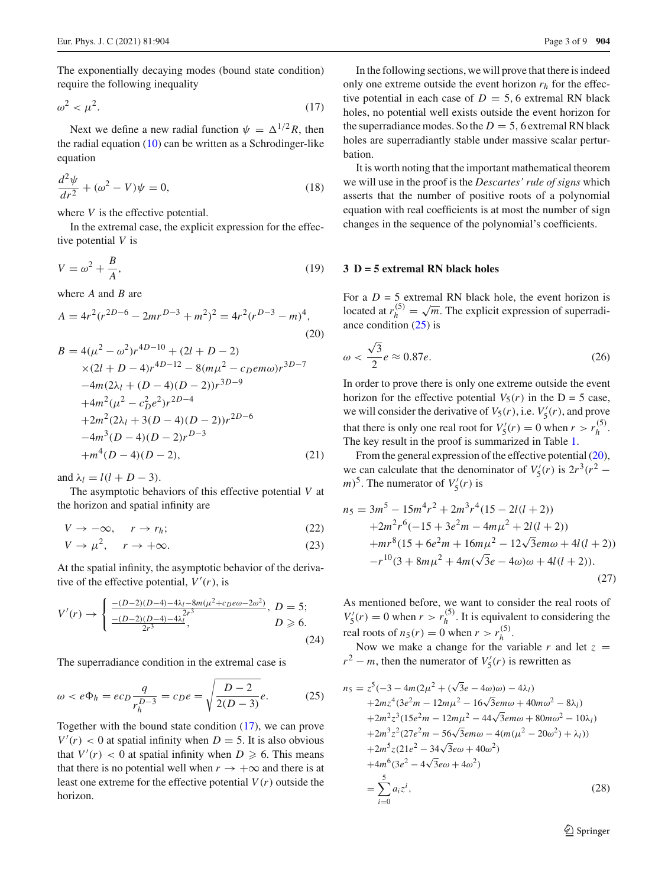The exponentially decaying modes (bound state condition) require the following inequality

$$\omega^2 < \mu^2. \tag{17}$$

Next we define a new radial function $\psi = \Delta^{1/2} R$, then the radial equation (10) can be written as a Schrodinger-like equation

$$\frac{d^2\psi}{dr^2} + (\omega^2 - V)\psi = 0, \tag{18}$$

where $V$ is the effective potential.

In the extremal case, the explicit expression for the effective potential $V$ is

$$V = \omega^2 + \frac{B}{A}, \tag{19}$$

where $A$ and $B$ are

$$A = 4r^2(r^{2D-6} - 2mr^{D-3} + m^2)^2 = 4r^2(r^{D-3} - m)^4, \tag{20}$$

$$\begin{aligned}
B =\ & 4(\mu^2 - \omega^2)r^{4D-10} + (2l + D - 2) \\
& \times (2l + D - 4)r^{4D-12} - 8(m\mu^2 - c_D e m\omega)r^{3D-7} \\
& -4m(2\lambda_l + (D-4)(D-2))r^{3D-9} \\
& +4m^2(\mu^2 - c_D^2 e^2)r^{2D-4} \\
& +2m^2(2\lambda_l + 3(D-4)(D-2))r^{2D-6} \\
& -4m^3(D-4)(D-2)r^{D-3} \\
& +m^4(D-4)(D-2),
\end{aligned} \tag{21}$$

and $\lambda_l = l(l + D - 3)$.

The asymptotic behaviors of this effective potential $V$ at the horizon and spatial infinity are

$$V \to -\infty, \quad r \to r_h; \tag{22}$$

$$V \to \mu^2, \quad r \to +\infty. \tag{23}$$

At the spatial infinity, the asymptotic behavior of the derivative of the effective potential, $V'(r)$, is

$$V'(r) \to \begin{cases} \frac{-(D-2)(D-4)-4\lambda_l - 8m(\mu^2 + c_D e\omega - 2\omega^2)}{2r^3}, & D = 5; \\ \frac{-(D-2)(D-4)-4\lambda_l}{2r^3}, & D \geqslant 6. \end{cases} \tag{24}$$

The superradiance condition in the extremal case is

$$\omega < e\Phi_h = ec_D \frac{q}{r_h^{D-3}} = c_D e = \sqrt{\frac{D-2}{2(D-3)}}e. \tag{25}$$

Together with the bound state condition (17), we can prove $V'(r) < 0$ at spatial infinity when $D = 5$. It is also obvious that $V'(r) < 0$ at spatial infinity when $D \geqslant 6$. This means that there is no potential well when $r \to +\infty$ and there is at least one extreme for the effective potential $V(r)$ outside the horizon.

In the following sections, we will prove that there is indeed only one extreme outside the event horizon $r_h$ for the effective potential in each case of $D = 5, 6$ extremal RN black holes, no potential well exists outside the event horizon for the superradiance modes. So the $D = 5, 6$ extremal RN black holes are superradiantly stable under massive scalar perturbation.

It is worth noting that the important mathematical theorem we will use in the proof is the *Descartes' rule of signs* which asserts that the number of positive roots of a polynomial equation with real coefficients is at most the number of sign changes in the sequence of the polynomial's coefficients.

## 3 D = 5 extremal RN black holes

For a $D = 5$ extremal RN black hole, the event horizon is located at $r_h^{(5)} = \sqrt{m}$. The explicit expression of superradiance condition (25) is

$$\omega < \frac{\sqrt{3}}{2}e \approx 0.87e. \tag{26}$$

In order to prove there is only one extreme outside the event horizon for the effective potential $V_5(r)$ in the D = 5 case, we will consider the derivative of $V_5(r)$, i.e. $V_5'(r)$, and prove that there is only one real root for $V_5'(r) = 0$ when $r > r_h^{(5)}$. The key result in the proof is summarized in Table 1.

From the general expression of the effective potential (20), we can calculate that the denominator of $V_5'(r)$ is $2r^3(r^2 - m)^5$. The numerator of $V_5'(r)$ is

$$\begin{aligned}
n_5 =\ & 3m^5 - 15m^4 r^2 + 2m^3 r^4(15 - 2l(l+2)) \\
& +2m^2 r^6(-15 + 3e^2 m - 4m\mu^2 + 2l(l+2)) \\
& +mr^8(15 + 6e^2 m + 16m\mu^2 - 12\sqrt{3}em\omega + 4l(l+2)) \\
& -r^{10}(3 + 8m\mu^2 + 4m(\sqrt{3}e - 4\omega)\omega + 4l(l+2)).
\end{aligned} \tag{27}$$

As mentioned before, we want to consider the real roots of $V_5'(r) = 0$ when $r > r_h^{(5)}$. It is equivalent to considering the real roots of $n_5(r) = 0$ when $r > r_h^{(5)}$.

Now we make a change for the variable $r$ and let $z = r^2 - m$, then the numerator of $V_5'(r)$ is rewritten as

$$\begin{aligned}
n_5 =\ & z^5(-3 - 4m(2\mu^2 + (\sqrt{3}e - 4\omega)\omega) - 4\lambda_l) \\
& +2mz^4(3e^2 m - 12m\mu^2 - 16\sqrt{3}em\omega + 40m\omega^2 - 8\lambda_l) \\
& +2m^2 z^3(15e^2 m - 12m\mu^2 - 44\sqrt{3}em\omega + 80m\omega^2 - 10\lambda_l) \\
& +2m^3 z^2(27e^2 m - 56\sqrt{3}em\omega - 4(m(\mu^2 - 20\omega^2) + \lambda_l)) \\
& +2m^5 z(21e^2 - 34\sqrt{3}e\omega + 40\omega^2) \\
& +4m^6(3e^2 - 4\sqrt{3}e\omega + 4\omega^2) \\
=\ & \sum_{i=0}^{5} a_i z^i,
\end{aligned} \tag{28}$$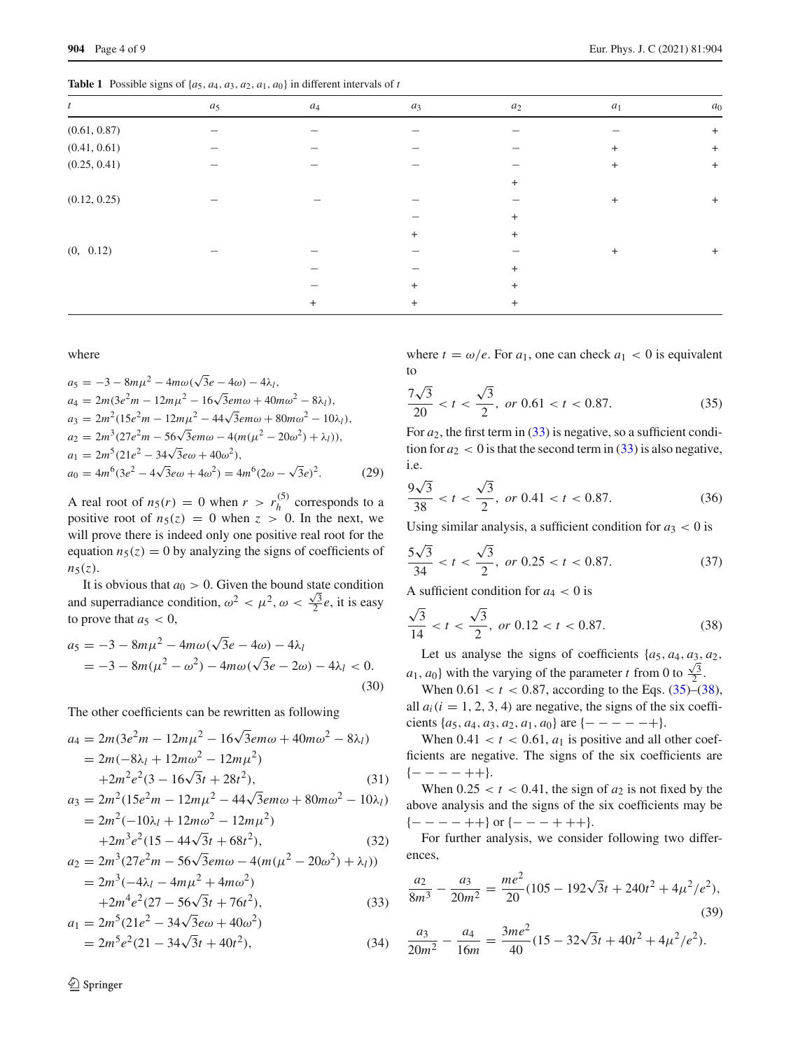**Table 1** Possible signs of $\{a_5, a_4, a_3, a_2, a_1, a_0\}$ in different intervals of $t$

| $t$ | $a_5$ | $a_4$ | $a_3$ | $a_2$ | $a_1$ | $a_0$ |
|---|---|---|---|---|---|---|
| (0.61, 0.87) | − | − | − | − | − | + |
| (0.41, 0.61) | − | − | − | − | + | + |
| (0.25, 0.41) | − | − | − | − | + | + |
| | | | | + | | |
| (0.12, 0.25) | − | − | − | − | + | + |
| | | | − | + | | |
| | | | + | + | | |
| (0, 0.12) | − | − | − | − | + | + |
| | | − | − | + | | |
| | | − | + | + | | |
| | | + | + | + | | |

where

$$
\begin{aligned}
a_5 &= -3 - 8m\mu^2 - 4m\omega(\sqrt{3}e - 4\omega) - 4\lambda_l,\\
a_4 &= 2m(3e^2m - 12m\mu^2 - 16\sqrt{3}em\omega + 40m\omega^2 - 8\lambda_l),\\
a_3 &= 2m^2(15e^2m - 12m\mu^2 - 44\sqrt{3}em\omega + 80m\omega^2 - 10\lambda_l),\\
a_2 &= 2m^3(27e^2m - 56\sqrt{3}em\omega - 4(m(\mu^2 - 20\omega^2) + \lambda_l)),\\
a_1 &= 2m^5(21e^2 - 34\sqrt{3}e\omega + 40\omega^2),\\
a_0 &= 4m^6(3e^2 - 4\sqrt{3}e\omega + 4\omega^2) = 4m^6(2\omega - \sqrt{3}e)^2.
\end{aligned} \tag{29}
$$

A real root of $n_5(r) = 0$ when $r > r_h^{(5)}$ corresponds to a positive root of $n_5(z) = 0$ when $z > 0$. In the next, we will prove there is indeed only one positive real root for the equation $n_5(z) = 0$ by analyzing the signs of coefficients of $n_5(z)$.

It is obvious that $a_0 > 0$. Given the bound state condition and superradiance condition, $\omega^2 < \mu^2, \omega < \frac{\sqrt{3}}{2}e$, it is easy to prove that $a_5 < 0$,

$$
\begin{aligned}
a_5 &= -3 - 8m\mu^2 - 4m\omega(\sqrt{3}e - 4\omega) - 4\lambda_l\\
&= -3 - 8m(\mu^2 - \omega^2) - 4m\omega(\sqrt{3}e - 2\omega) - 4\lambda_l < 0.
\end{aligned} \tag{30}
$$

The other coefficients can be rewritten as following

$$
\begin{aligned}
a_4 &= 2m(3e^2m - 12m\mu^2 - 16\sqrt{3}em\omega + 40m\omega^2 - 8\lambda_l)\\
&= 2m(-8\lambda_l + 12m\omega^2 - 12m\mu^2)\\
&\quad +2m^2e^2(3 - 16\sqrt{3}t + 28t^2),
\end{aligned} \tag{31}
$$

$$
\begin{aligned}
a_3 &= 2m^2(15e^2m - 12m\mu^2 - 44\sqrt{3}em\omega + 80m\omega^2 - 10\lambda_l)\\
&= 2m^2(-10\lambda_l + 12m\omega^2 - 12m\mu^2)\\
&\quad +2m^3e^2(15 - 44\sqrt{3}t + 68t^2),
\end{aligned} \tag{32}
$$

$$
\begin{aligned}
a_2 &= 2m^3(27e^2m - 56\sqrt{3}em\omega - 4(m(\mu^2 - 20\omega^2) + \lambda_l))\\
&= 2m^3(-4\lambda_l - 4m\mu^2 + 4m\omega^2)\\
&\quad +2m^4e^2(27 - 56\sqrt{3}t + 76t^2),
\end{aligned} \tag{33}
$$

$$
\begin{aligned}
a_1 &= 2m^5(21e^2 - 34\sqrt{3}e\omega + 40\omega^2)\\
&= 2m^5e^2(21 - 34\sqrt{3}t + 40t^2),
\end{aligned} \tag{34}
$$

where $t = \omega/e$. For $a_1$, one can check $a_1 < 0$ is equivalent to

$$
\frac{7\sqrt{3}}{20} < t < \frac{\sqrt{3}}{2}, \text{ or } 0.61 < t < 0.87. \tag{35}
$$

For $a_2$, the first term in (33) is negative, so a sufficient condition for $a_2 < 0$ is that the second term in (33) is also negative, i.e.

$$
\frac{9\sqrt{3}}{38} < t < \frac{\sqrt{3}}{2}, \text{ or } 0.41 < t < 0.87. \tag{36}
$$

Using similar analysis, a sufficient condition for $a_3 < 0$ is

$$
\frac{5\sqrt{3}}{34} < t < \frac{\sqrt{3}}{2}, \text{ or } 0.25 < t < 0.87. \tag{37}
$$

A sufficient condition for $a_4 < 0$ is

$$
\frac{\sqrt{3}}{14} < t < \frac{\sqrt{3}}{2}, \text{ or } 0.12 < t < 0.87. \tag{38}
$$

Let us analyse the signs of coefficients $\{a_5, a_4, a_3, a_2, a_1, a_0\}$ with the varying of the parameter $t$ from 0 to $\frac{\sqrt{3}}{2}$.

When $0.61 < t < 0.87$, according to the Eqs. (35)–(38), all $a_i (i = 1, 2, 3, 4)$ are negative, the signs of the six coefficients $\{a_5, a_4, a_3, a_2, a_1, a_0\}$ are $\{- - - - - +\}$.

When $0.41 < t < 0.61$, $a_1$ is positive and all other coefficients are negative. The signs of the six coefficients are $\{- - - - + +\}$.

When $0.25 < t < 0.41$, the sign of $a_2$ is not fixed by the above analysis and the signs of the six coefficients may be $\{- - - - + +\}$ or $\{- - - + + +\}$.

For further analysis, we consider following two differences,

$$
\frac{a_2}{8m^3} - \frac{a_3}{20m^2} = \frac{me^2}{20}(105 - 192\sqrt{3}t + 240t^2 + 4\mu^2/e^2), \tag{39}
$$

$$
\frac{a_3}{20m^2} - \frac{a_4}{16m} = \frac{3me^2}{40}(15 - 32\sqrt{3}t + 40t^2 + 4\mu^2/e^2).
$$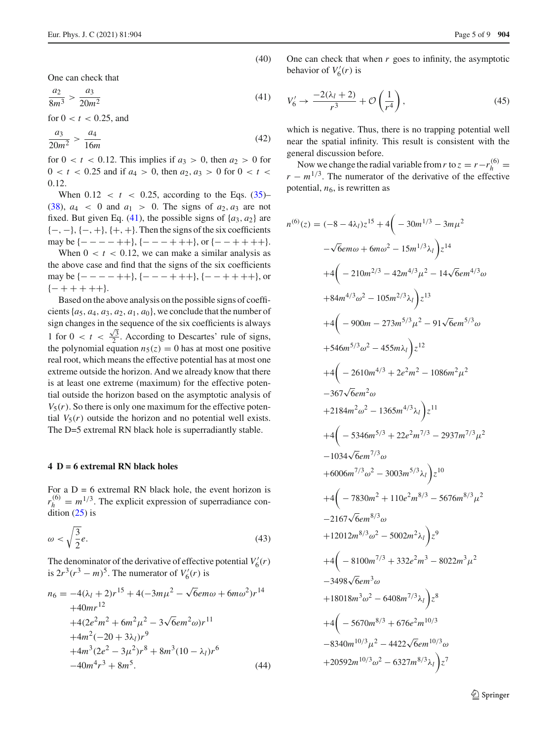$$(40)$$

One can check that

$$\frac{a_2}{8m^3} > \frac{a_3}{20m^2} \tag{41}$$

for $0 < t < 0.25$, and

$$\frac{a_3}{20m^2} > \frac{a_4}{16m} \tag{42}$$

for $0 < t < 0.12$. This implies if $a_3 > 0$, then $a_2 > 0$ for $0 < t < 0.25$ and if $a_4 > 0$, then $a_2, a_3 > 0$ for $0 < t < 0.12$.

When $0.12 < t < 0.25$, according to the Eqs. (35)–(38), $a_4 < 0$ and $a_1 > 0$. The signs of $a_2, a_3$ are not fixed. But given Eq. (41), the possible signs of $\{a_3, a_2\}$ are $\{-,-\}$, $\{-,+\}$, $\{+,+\}$. Then the signs of the six coefficients may be $\{-----++\}$, $\{---+++\}$, or $\{--++++\}$.

When $0 < t < 0.12$, we can make a similar analysis as the above case and find that the signs of the six coefficients may be $\{-----++\}$, $\{---+++\}$, $\{--++++\}$, or $\{-+++++\}$.

Based on the above analysis on the possible signs of coefficients $\{a_5, a_4, a_3, a_2, a_1, a_0\}$, we conclude that the number of sign changes in the sequence of the six coefficients is always 1 for $0 < t < \frac{\sqrt{3}}{2}$. According to Descartes' rule of signs, the polynomial equation $n_5(z) = 0$ has at most one positive real root, which means the effective potential has at most one extreme outside the horizon. And we already know that there is at least one extreme (maximum) for the effective potential outside the horizon based on the asymptotic analysis of $V_5(r)$. So there is only one maximum for the effective potential $V_5(r)$ outside the horizon and no potential well exists. The D=5 extremal RN black hole is superradiantly stable.

## 4 D = 6 extremal RN black holes

For a D = 6 extremal RN black hole, the event horizon is $r_h^{(6)} = m^{1/3}$. The explicit expression of superradiance condition (25) is

$$\omega < \sqrt{\frac{3}{2}}e. \tag{43}$$

The denominator of the derivative of effective potential $V_6'(r)$ is $2r^3(r^3 - m)^5$. The numerator of $V_6'(r)$ is

$$\begin{aligned}
n_6 = & -4(\lambda_l + 2)r^{15} + 4(-3m\mu^2 - \sqrt{6}em\omega + 6m\omega^2)r^{14} \\
& +40mr^{12} \\
& +4(2e^2m^2 + 6m^2\mu^2 - 3\sqrt{6}em^2\omega)r^{11} \\
& +4m^2(-20 + 3\lambda_l)r^9 \\
& +4m^3(2e^2 - 3\mu^2)r^8 + 8m^3(10 - \lambda_l)r^6 \\
& -40m^4r^3 + 8m^5.
\end{aligned} \tag{44}$$

One can check that when $r$ goes to infinity, the asymptotic behavior of $V_6'(r)$ is

$$V_6' \to \frac{-2(\lambda_l + 2)}{r^3} + \mathcal{O}\left(\frac{1}{r^4}\right), \tag{45}$$

which is negative. Thus, there is no trapping potential well near the spatial infinity. This result is consistent with the general discussion before.

Now we change the radial variable from $r$ to $z = r - r_h^{(6)} = r - m^{1/3}$. The numerator of the derivative of the effective potential, $n_6$, is rewritten as

$$\begin{aligned}
n^{(6)}(z) = & (-8 - 4\lambda_l)z^{15} + 4\Big(-30m^{1/3} - 3m\mu^2 \\
& -\sqrt{6}em\omega + 6m\omega^2 - 15m^{1/3}\lambda_l\Big)z^{14} \\
& +4\Big(-210m^{2/3} - 42m^{4/3}\mu^2 - 14\sqrt{6}em^{4/3}\omega \\
& +84m^{4/3}\omega^2 - 105m^{2/3}\lambda_l\Big)z^{13} \\
& +4\Big(-900m - 273m^{5/3}\mu^2 - 91\sqrt{6}em^{5/3}\omega \\
& +546m^{5/3}\omega^2 - 455m\lambda_l\Big)z^{12} \\
& +4\Big(-2610m^{4/3} + 2e^2m^2 - 1086m^2\mu^2 \\
& -367\sqrt{6}em^2\omega \\
& +2184m^2\omega^2 - 1365m^{4/3}\lambda_l\Big)z^{11} \\
& +4\Big(-5346m^{5/3} + 22e^2m^{7/3} - 2937m^{7/3}\mu^2 \\
& -1034\sqrt{6}em^{7/3}\omega \\
& +6006m^{7/3}\omega^2 - 3003m^{5/3}\lambda_l\Big)z^{10} \\
& +4\Big(-7830m^2 + 110e^2m^{8/3} - 5676m^{8/3}\mu^2 \\
& -2167\sqrt{6}em^{8/3}\omega \\
& +12012m^{8/3}\omega^2 - 5002m^2\lambda_l\Big)z^9 \\
& +4\Big(-8100m^{7/3} + 332e^2m^3 - 8022m^3\mu^2 \\
& -3498\sqrt{6}em^3\omega \\
& +18018m^3\omega^2 - 6408m^{7/3}\lambda_l\Big)z^8 \\
& +4\Big(-5670m^{8/3} + 676e^2m^{10/3} \\
& -8340m^{10/3}\mu^2 - 4422\sqrt{6}em^{10/3}\omega \\
& +20592m^{10/3}\omega^2 - 6327m^{8/3}\lambda_l\Big)z^7
\end{aligned}$$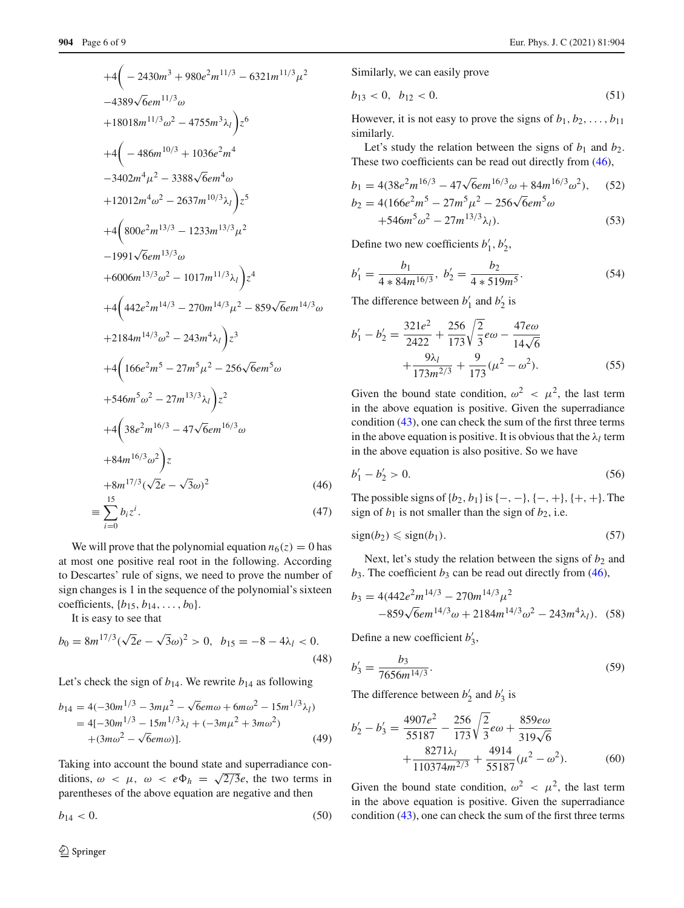$$
\begin{aligned}
&+4\Big(-2430m^3+980e^2m^{11/3}-6321m^{11/3}\mu^2\\
&-4389\sqrt{6}em^{11/3}\omega\\
&+18018m^{11/3}\omega^2-4755m^3\lambda_l\Big)z^6\\
&+4\Big(-486m^{10/3}+1036e^2m^4\\
&-3402m^4\mu^2-3388\sqrt{6}em^4\omega\\
&+12012m^4\omega^2-2637m^{10/3}\lambda_l\Big)z^5\\
&+4\Big(800e^2m^{13/3}-1233m^{13/3}\mu^2\\
&-1991\sqrt{6}em^{13/3}\omega\\
&+6006m^{13/3}\omega^2-1017m^{11/3}\lambda_l\Big)z^4\\
&+4\Big(442e^2m^{14/3}-270m^{14/3}\mu^2-859\sqrt{6}em^{14/3}\omega\\
&+2184m^{14/3}\omega^2-243m^4\lambda_l\Big)z^3\\
&+4\Big(166e^2m^5-27m^5\mu^2-256\sqrt{6}em^5\omega\\
&+546m^5\omega^2-27m^{13/3}\lambda_l\Big)z^2\\
&+4\Big(38e^2m^{16/3}-47\sqrt{6}em^{16/3}\omega\\
&+84m^{16/3}\omega^2\Big)z\\
&+8m^{17/3}(\sqrt{2}e-\sqrt{3}\omega)^2 \qquad (46)\\
&\equiv \sum_{i=0}^{15} b_i z^i. \qquad (47)
\end{aligned}
$$

We will prove that the polynomial equation $n_6(z)=0$ has at most one positive real root in the following. According to Descartes' rule of signs, we need to prove the number of sign changes is 1 in the sequence of the polynomial's sixteen coefficients, $\{b_{15}, b_{14}, \ldots, b_0\}$.

It is easy to see that

$$
b_0 = 8m^{17/3}(\sqrt{2}e-\sqrt{3}\omega)^2 > 0, \quad b_{15} = -8-4\lambda_l < 0. \qquad (48)
$$

Let's check the sign of $b_{14}$. We rewrite $b_{14}$ as following

$$
\begin{aligned}
b_{14} &= 4(-30m^{1/3}-3m\mu^2-\sqrt{6}em\omega+6m\omega^2-15m^{1/3}\lambda_l)\\
&= 4[-30m^{1/3}-15m^{1/3}\lambda_l+(-3m\mu^2+3m\omega^2)\\
&\quad +(3m\omega^2-\sqrt{6}em\omega)]. \qquad (49)
\end{aligned}
$$

Taking into account the bound state and superradiance conditions, $\omega < \mu$, $\omega < e\Phi_h = \sqrt{2/3}e$, the two terms in parentheses of the above equation are negative and then

$$
b_{14} < 0. \qquad (50)
$$

Similarly, we can easily prove

$$
b_{13} < 0, \quad b_{12} < 0. \qquad (51)
$$

However, it is not easy to prove the signs of $b_1, b_2, \ldots, b_{11}$ similarly.

Let's study the relation between the signs of $b_1$ and $b_2$. These two coefficients can be read out directly from (46),

$$
b_1 = 4(38e^2m^{16/3}-47\sqrt{6}em^{16/3}\omega+84m^{16/3}\omega^2), \qquad (52)
$$

$$
\begin{aligned}
b_2 &= 4(166e^2m^5-27m^5\mu^2-256\sqrt{6}em^5\omega\\
&\quad +546m^5\omega^2-27m^{13/3}\lambda_l). \qquad (53)
\end{aligned}
$$

Define two new coefficients $b_1', b_2'$,

$$
b_1' = \frac{b_1}{4*84m^{16/3}}, \quad b_2' = \frac{b_2}{4*519m^5}. \qquad (54)
$$

The difference between $b_1'$ and $b_2'$ is

$$
\begin{aligned}
b_1'-b_2' &= \frac{321e^2}{2422}+\frac{256}{173}\sqrt{\frac{2}{3}}e\omega-\frac{47e\omega}{14\sqrt{6}}\\
&\quad +\frac{9\lambda_l}{173m^{2/3}}+\frac{9}{173}(\mu^2-\omega^2). \qquad (55)
\end{aligned}
$$

Given the bound state condition, $\omega^2 < \mu^2$, the last term in the above equation is positive. Given the superradiance condition (43), one can check the sum of the first three terms in the above equation is positive. It is obvious that the $\lambda_l$ term in the above equation is also positive. So we have

$$
b_1'-b_2' > 0. \qquad (56)
$$

The possible signs of $\{b_2, b_1\}$ is $\{-,-\}$, $\{-,+\}$, $\{+,+\}$. The sign of $b_1$ is not smaller than the sign of $b_2$, i.e.

$$
\mathrm{sign}(b_2) \leqslant \mathrm{sign}(b_1). \qquad (57)
$$

Next, let's study the relation between the signs of $b_2$ and $b_3$. The coefficient $b_3$ can be read out directly from (46),

$$
\begin{aligned}
b_3 &= 4(442e^2m^{14/3}-270m^{14/3}\mu^2\\
&\quad -859\sqrt{6}em^{14/3}\omega+2184m^{14/3}\omega^2-243m^4\lambda_l). \qquad (58)
\end{aligned}
$$

Define a new coefficient $b_3'$,

$$
b_3' = \frac{b_3}{7656m^{14/3}}. \qquad (59)
$$

The difference between $b_2'$ and $b_3'$ is

$$
\begin{aligned}
b_2'-b_3' &= \frac{4907e^2}{55187}-\frac{256}{173}\sqrt{\frac{2}{3}}e\omega+\frac{859e\omega}{319\sqrt{6}}\\
&\quad +\frac{8271\lambda_l}{110374m^{2/3}}+\frac{4914}{55187}(\mu^2-\omega^2). \qquad (60)
\end{aligned}
$$

Given the bound state condition, $\omega^2 < \mu^2$, the last term in the above equation is positive. Given the superradiance condition (43), one can check the sum of the first three terms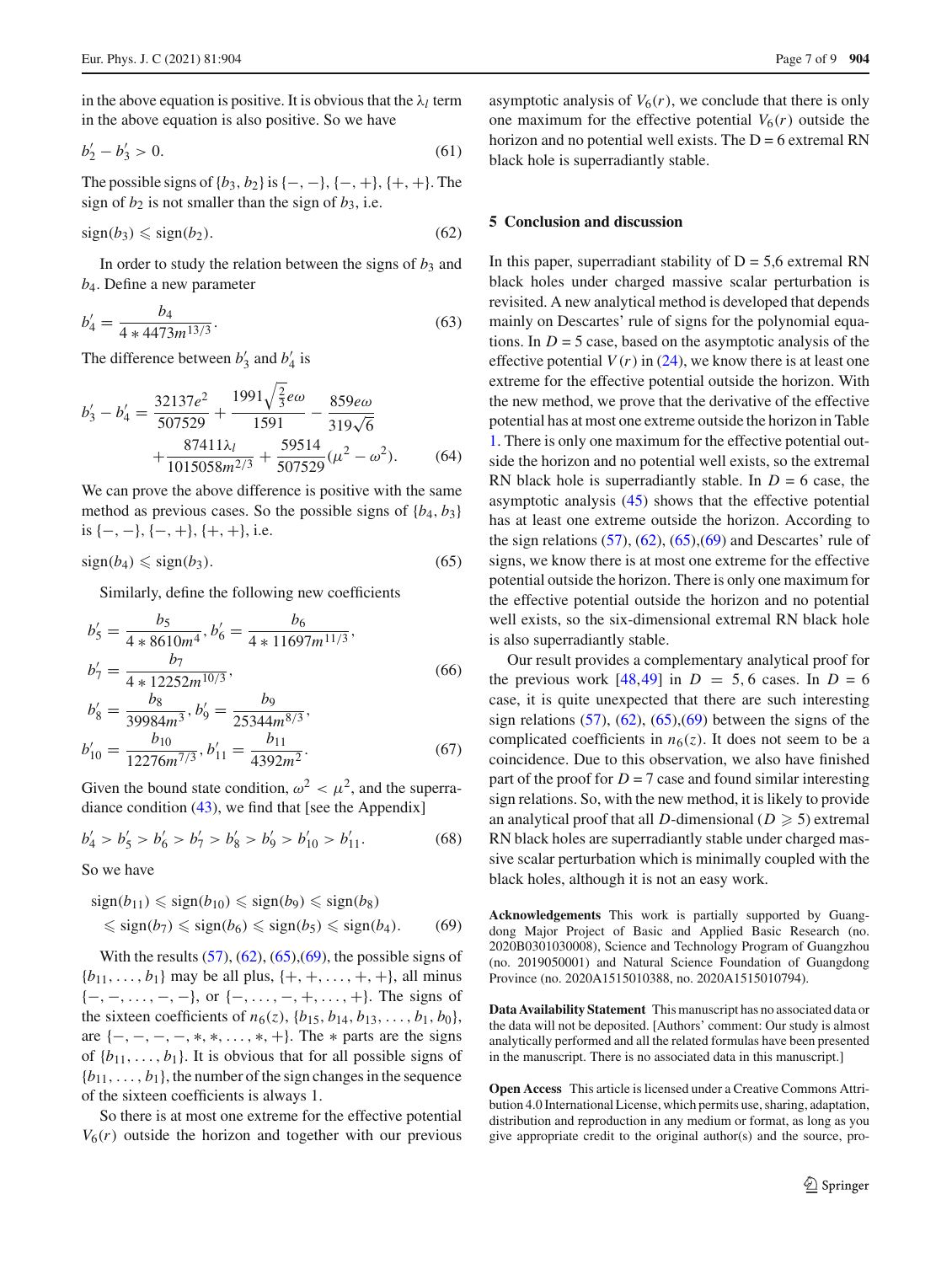in the above equation is positive. It is obvious that the $\lambda_l$ term in the above equation is also positive. So we have

$$b_2' - b_3' > 0. \tag{61}$$

The possible signs of $\{b_3, b_2\}$ is $\{-,-\}$, $\{-,+\}$, $\{+,+\}$. The sign of $b_2$ is not smaller than the sign of $b_3$, i.e.

$$\text{sign}(b_3) \leqslant \text{sign}(b_2). \tag{62}$$

In order to study the relation between the signs of $b_3$ and $b_4$. Define a new parameter

$$b_4' = \frac{b_4}{4 * 4473 m^{13/3}}. \tag{63}$$

The difference between $b_3'$ and $b_4'$ is

$$b_3' - b_4' = \frac{32137e^2}{507529} + \frac{1991\sqrt{\frac{2}{3}}e\omega}{1591} - \frac{859e\omega}{319\sqrt{6}} + \frac{87411\lambda_l}{1015058m^{2/3}} + \frac{59514}{507529}(\mu^2 - \omega^2). \tag{64}$$

We can prove the above difference is positive with the same method as previous cases. So the possible signs of $\{b_4, b_3\}$ is $\{-,-\}$, $\{-,+\}$, $\{+,+\}$, i.e.

$$\text{sign}(b_4) \leqslant \text{sign}(b_3). \tag{65}$$

Similarly, define the following new coefficients

$$b_5' = \frac{b_5}{4 * 8610m^4}, b_6' = \frac{b_6}{4 * 11697m^{11/3}},$$
$$b_7' = \frac{b_7}{4 * 12252m^{10/3}}, \tag{66}$$

$$b_8' = \frac{b_8}{39984m^3}, b_9' = \frac{b_9}{25344m^{8/3}},$$
$$b_{10}' = \frac{b_{10}}{12276m^{7/3}}, b_{11}' = \frac{b_{11}}{4392m^2}. \tag{67}$$

Given the bound state condition, $\omega^2 < \mu^2$, and the superradiance condition (43), we find that [see the Appendix]

$$b_4' > b_5' > b_6' > b_7' > b_8' > b_9' > b_{10}' > b_{11}'. \tag{68}$$

So we have

$$\text{sign}(b_{11}) \leqslant \text{sign}(b_{10}) \leqslant \text{sign}(b_9) \leqslant \text{sign}(b_8) \leqslant \text{sign}(b_7) \leqslant \text{sign}(b_6) \leqslant \text{sign}(b_5) \leqslant \text{sign}(b_4). \tag{69}$$

With the results (57), (62), (65),(69), the possible signs of $\{b_{11}, \ldots, b_1\}$ may be all plus, $\{+,+,\ldots,+,+\}$, all minus $\{-,-,\ldots,-,-\}$, or $\{-,\ldots,-,+,\ldots,+\}$. The signs of the sixteen coefficients of $n_6(z)$, $\{b_{15}, b_{14}, b_{13}, \ldots, b_1, b_0\}$, are $\{-,-,-,-,*,*,\ldots,*,+\}$. The $*$ parts are the signs of $\{b_{11}, \ldots, b_1\}$. It is obvious that for all possible signs of $\{b_{11}, \ldots, b_1\}$, the number of the sign changes in the sequence of the sixteen coefficients is always 1.

So there is at most one extreme for the effective potential $V_6(r)$ outside the horizon and together with our previous asymptotic analysis of $V_6(r)$, we conclude that there is only one maximum for the effective potential $V_6(r)$ outside the horizon and no potential well exists. The D = 6 extremal RN black hole is superradiantly stable.

## 5 Conclusion and discussion

In this paper, superradiant stability of D = 5,6 extremal RN black holes under charged massive scalar perturbation is revisited. A new analytical method is developed that depends mainly on Descartes' rule of signs for the polynomial equations. In $D = 5$ case, based on the asymptotic analysis of the effective potential $V(r)$ in (24), we know there is at least one extreme for the effective potential outside the horizon. With the new method, we prove that the derivative of the effective potential has at most one extreme outside the horizon in Table 1. There is only one maximum for the effective potential outside the horizon and no potential well exists, so the extremal RN black hole is superradiantly stable. In $D = 6$ case, the asymptotic analysis (45) shows that the effective potential has at least one extreme outside the horizon. According to the sign relations (57), (62), (65),(69) and Descartes' rule of signs, we know there is at most one extreme for the effective potential outside the horizon. There is only one maximum for the effective potential outside the horizon and no potential well exists, so the six-dimensional extremal RN black hole is also superradiantly stable.

Our result provides a complementary analytical proof for the previous work [48,49] in $D = 5, 6$ cases. In $D = 6$ case, it is quite unexpected that there are such interesting sign relations (57), (62), (65),(69) between the signs of the complicated coefficients in $n_6(z)$. It does not seem to be a coincidence. Due to this observation, we also have finished part of the proof for $D = 7$ case and found similar interesting sign relations. So, with the new method, it is likely to provide an analytical proof that all $D$-dimensional ($D \geqslant 5$) extremal RN black holes are superradiantly stable under charged massive scalar perturbation which is minimally coupled with the black holes, although it is not an easy work.

**Acknowledgements** This work is partially supported by Guangdong Major Project of Basic and Applied Basic Research (no. 2020B0301030008), Science and Technology Program of Guangzhou (no. 2019050001) and Natural Science Foundation of Guangdong Province (no. 2020A1515010388, no. 2020A1515010794).

**Data Availability Statement** This manuscript has no associated data or the data will not be deposited. [Authors' comment: Our study is almost analytically performed and all the related formulas have been presented in the manuscript. There is no associated data in this manuscript.]

**Open Access** This article is licensed under a Creative Commons Attribution 4.0 International License, which permits use, sharing, adaptation, distribution and reproduction in any medium or format, as long as you give appropriate credit to the original author(s) and the source, pro-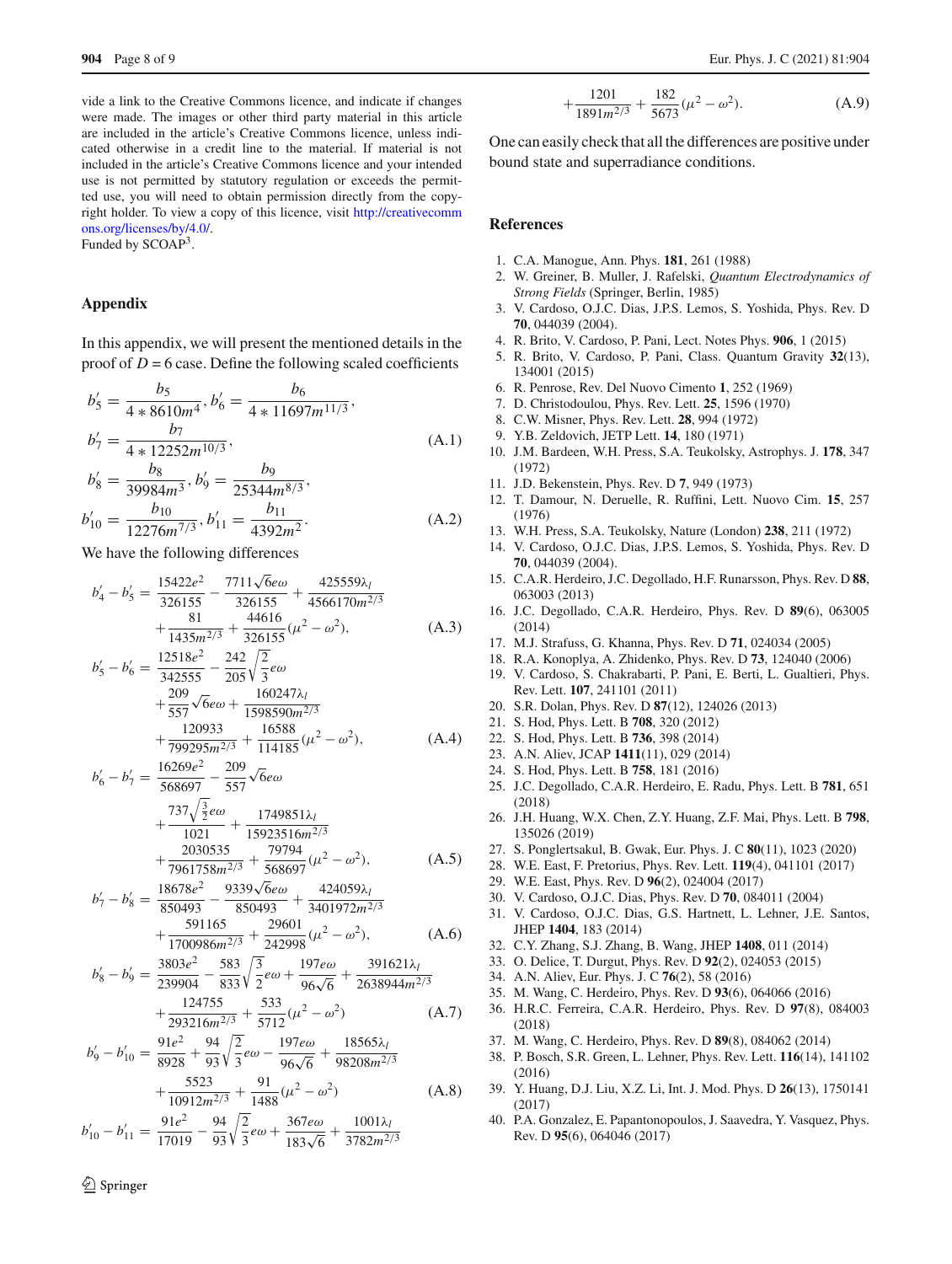vide a link to the Creative Commons licence, and indicate if changes were made. The images or other third party material in this article are included in the article's Creative Commons licence, unless indicated otherwise in a credit line to the material. If material is not included in the article's Creative Commons licence and your intended use is not permitted by statutory regulation or exceeds the permitted use, you will need to obtain permission directly from the copyright holder. To view a copy of this licence, visit http://creativecommons.org/licenses/by/4.0/.
Funded by SCOAP[3].

## Appendix

In this appendix, we will present the mentioned details in the proof of $D = 6$ case. Define the following scaled coefficients

$$b_5' = \frac{b_5}{4*8610m^4}, b_6' = \frac{b_6}{4*11697m^{11/3}},$$
$$b_7' = \frac{b_7}{4*12252m^{10/3}}, \tag{A.1}$$

$$b_8' = \frac{b_8}{39984m^3}, b_9' = \frac{b_9}{25344m^{8/3}},$$
$$b_{10}' = \frac{b_{10}}{12276m^{7/3}}, b_{11}' = \frac{b_{11}}{4392m^2}. \tag{A.2}$$

We have the following differences

$$b_4' - b_5' = \frac{15422e^2}{326155} - \frac{7711\sqrt{6}e\omega}{326155} + \frac{425559\lambda_l}{4566170m^{2/3}} + \frac{81}{1435m^{2/3}} + \frac{44616}{326155}(\mu^2 - \omega^2), \tag{A.3}$$

$$b_5' - b_6' = \frac{12518e^2}{342555} - \frac{242}{205}\sqrt{\frac{2}{3}}e\omega + \frac{209}{557}\sqrt{6}e\omega + \frac{160247\lambda_l}{1598590m^{2/3}} + \frac{120933}{799295m^{2/3}} + \frac{16588}{114185}(\mu^2 - \omega^2), \tag{A.4}$$

$$b_6' - b_7' = \frac{16269e^2}{568697} - \frac{209}{557}\sqrt{6}e\omega + \frac{737\sqrt{\frac{3}{2}}e\omega}{1021} + \frac{1749851\lambda_l}{15923516m^{2/3}} + \frac{2030535}{7961758m^{2/3}} + \frac{79794}{568697}(\mu^2 - \omega^2), \tag{A.5}$$

$$b_7' - b_8' = \frac{18678e^2}{850493} - \frac{9339\sqrt{6}e\omega}{850493} + \frac{424059\lambda_l}{3401972m^{2/3}} + \frac{591165}{1700986m^{2/3}} + \frac{29601}{242998}(\mu^2 - \omega^2), \tag{A.6}$$

$$b_8' - b_9' = \frac{3803e^2}{239904} - \frac{583}{833}\sqrt{\frac{3}{2}}e\omega + \frac{197e\omega}{96\sqrt{6}} + \frac{391621\lambda_l}{2638944m^{2/3}} + \frac{124755}{293216m^{2/3}} + \frac{533}{5712}(\mu^2 - \omega^2) \tag{A.7}$$

$$b_9' - b_{10}' = \frac{91e^2}{8928} + \frac{94}{93}\sqrt{\frac{2}{3}}e\omega - \frac{197e\omega}{96\sqrt{6}} + \frac{18565\lambda_l}{98208m^{2/3}} + \frac{5523}{10912m^{2/3}} + \frac{91}{1488}(\mu^2 - \omega^2) \tag{A.8}$$

$$b_{10}' - b_{11}' = \frac{91e^2}{17019} - \frac{94}{93}\sqrt{\frac{2}{3}}e\omega + \frac{367e\omega}{183\sqrt{6}} + \frac{1001\lambda_l}{3782m^{2/3}} + \frac{1201}{1891m^{2/3}} + \frac{182}{5673}(\mu^2 - \omega^2). \tag{A.9}$$

One can easily check that all the differences are positive under bound state and superradiance conditions.

## References

1. C.A. Manogue, Ann. Phys. **181**, 261 (1988)
2. W. Greiner, B. Muller, J. Rafelski, *Quantum Electrodynamics of Strong Fields* (Springer, Berlin, 1985)
3. V. Cardoso, O.J.C. Dias, J.P.S. Lemos, S. Yoshida, Phys. Rev. D **70**, 044039 (2004).
4. R. Brito, V. Cardoso, P. Pani, Lect. Notes Phys. **906**, 1 (2015)
5. R. Brito, V. Cardoso, P. Pani, Class. Quantum Gravity **32**(13), 134001 (2015)
6. R. Penrose, Rev. Del Nuovo Cimento **1**, 252 (1969)
7. D. Christodoulou, Phys. Rev. Lett. **25**, 1596 (1970)
8. C.W. Misner, Phys. Rev. Lett. **28**, 994 (1972)
9. Y.B. Zeldovich, JETP Lett. **14**, 180 (1971)
10. J.M. Bardeen, W.H. Press, S.A. Teukolsky, Astrophys. J. **178**, 347 (1972)
11. J.D. Bekenstein, Phys. Rev. D **7**, 949 (1973)
12. T. Damour, N. Deruelle, R. Ruffini, Lett. Nuovo Cim. **15**, 257 (1976)
13. W.H. Press, S.A. Teukolsky, Nature (London) **238**, 211 (1972)
14. V. Cardoso, O.J.C. Dias, J.P.S. Lemos, S. Yoshida, Phys. Rev. D **70**, 044039 (2004).
15. C.A.R. Herdeiro, J.C. Degollado, H.F. Runarsson, Phys. Rev. D **88**, 063003 (2013)
16. J.C. Degollado, C.A.R. Herdeiro, Phys. Rev. D **89**(6), 063005 (2014)
17. M.J. Strafuss, G. Khanna, Phys. Rev. D **71**, 024034 (2005)
18. R.A. Konoplya, A. Zhidenko, Phys. Rev. D **73**, 124040 (2006)
19. V. Cardoso, S. Chakrabarti, P. Pani, E. Berti, L. Gualtieri, Phys. Rev. Lett. **107**, 241101 (2011)
20. S.R. Dolan, Phys. Rev. D **87**(12), 124026 (2013)
21. S. Hod, Phys. Lett. B **708**, 320 (2012)
22. S. Hod, Phys. Lett. B **736**, 398 (2014)
23. A.N. Aliev, JCAP **1411**(11), 029 (2014)
24. S. Hod, Phys. Lett. B **758**, 181 (2016)
25. J.C. Degollado, C.A.R. Herdeiro, E. Radu, Phys. Lett. B **781**, 651 (2018)
26. J.H. Huang, W.X. Chen, Z.Y. Huang, Z.F. Mai, Phys. Lett. B **798**, 135026 (2019)
27. S. Ponglertsakul, B. Gwak, Eur. Phys. J. C **80**(11), 1023 (2020)
28. W.E. East, F. Pretorius, Phys. Rev. Lett. **119**(4), 041101 (2017)
29. W.E. East, Phys. Rev. D **96**(2), 024004 (2017)
30. V. Cardoso, O.J.C. Dias, Phys. Rev. D **70**, 084011 (2004)
31. V. Cardoso, O.J.C. Dias, G.S. Hartnett, L. Lehner, J.E. Santos, JHEP **1404**, 183 (2014)
32. C.Y. Zhang, S.J. Zhang, B. Wang, JHEP **1408**, 011 (2014)
33. O. Delice, T. Durgut, Phys. Rev. D **92**(2), 024053 (2015)
34. A.N. Aliev, Eur. Phys. J. C **76**(2), 58 (2016)
35. M. Wang, C. Herdeiro, Phys. Rev. D **93**(6), 064066 (2016)
36. H.R.C. Ferreira, C.A.R. Herdeiro, Phys. Rev. D **97**(8), 084003 (2018)
37. M. Wang, C. Herdeiro, Phys. Rev. D **89**(8), 084062 (2014)
38. P. Bosch, S.R. Green, L. Lehner, Phys. Rev. Lett. **116**(14), 141102 (2016)
39. Y. Huang, D.J. Liu, X.Z. Li, Int. J. Mod. Phys. D **26**(13), 1750141 (2017)
40. P.A. Gonzalez, E. Papantonopoulos, J. Saavedra, Y. Vasquez, Phys. Rev. D **95**(6), 064046 (2017)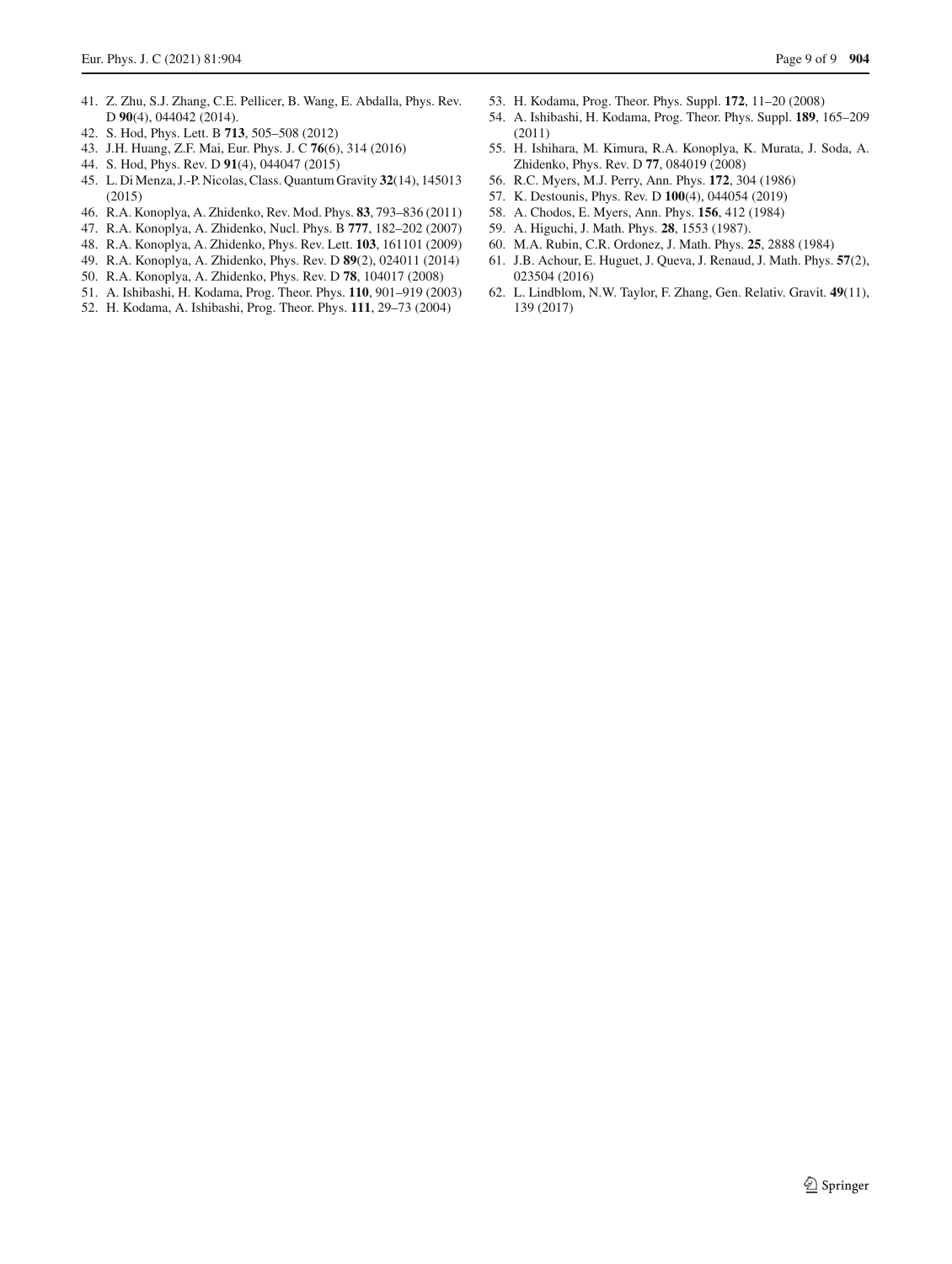41. Z. Zhu, S.J. Zhang, C.E. Pellicer, B. Wang, E. Abdalla, Phys. Rev. D **90**(4), 044042 (2014).
42. S. Hod, Phys. Lett. B **713**, 505–508 (2012)
43. J.H. Huang, Z.F. Mai, Eur. Phys. J. C **76**(6), 314 (2016)
44. S. Hod, Phys. Rev. D **91**(4), 044047 (2015)
45. L. Di Menza, J.-P. Nicolas, Class. Quantum Gravity **32**(14), 145013 (2015)
46. R.A. Konoplya, A. Zhidenko, Rev. Mod. Phys. **83**, 793–836 (2011)
47. R.A. Konoplya, A. Zhidenko, Nucl. Phys. B **777**, 182–202 (2007)
48. R.A. Konoplya, A. Zhidenko, Phys. Rev. Lett. **103**, 161101 (2009)
49. R.A. Konoplya, A. Zhidenko, Phys. Rev. D **89**(2), 024011 (2014)
50. R.A. Konoplya, A. Zhidenko, Phys. Rev. D **78**, 104017 (2008)
51. A. Ishibashi, H. Kodama, Prog. Theor. Phys. **110**, 901–919 (2003)
52. H. Kodama, A. Ishibashi, Prog. Theor. Phys. **111**, 29–73 (2004)
53. H. Kodama, Prog. Theor. Phys. Suppl. **172**, 11–20 (2008)
54. A. Ishibashi, H. Kodama, Prog. Theor. Phys. Suppl. **189**, 165–209 (2011)
55. H. Ishihara, M. Kimura, R.A. Konoplya, K. Murata, J. Soda, A. Zhidenko, Phys. Rev. D **77**, 084019 (2008)
56. R.C. Myers, M.J. Perry, Ann. Phys. **172**, 304 (1986)
57. K. Destounis, Phys. Rev. D **100**(4), 044054 (2019)
58. A. Chodos, E. Myers, Ann. Phys. **156**, 412 (1984)
59. A. Higuchi, J. Math. Phys. **28**, 1553 (1987).
60. M.A. Rubin, C.R. Ordonez, J. Math. Phys. **25**, 2888 (1984)
61. J.B. Achour, E. Huguet, J. Queva, J. Renaud, J. Math. Phys. **57**(2), 023504 (2016)
62. L. Lindblom, N.W. Taylor, F. Zhang, Gen. Relativ. Gravit. **49**(11), 139 (2017)